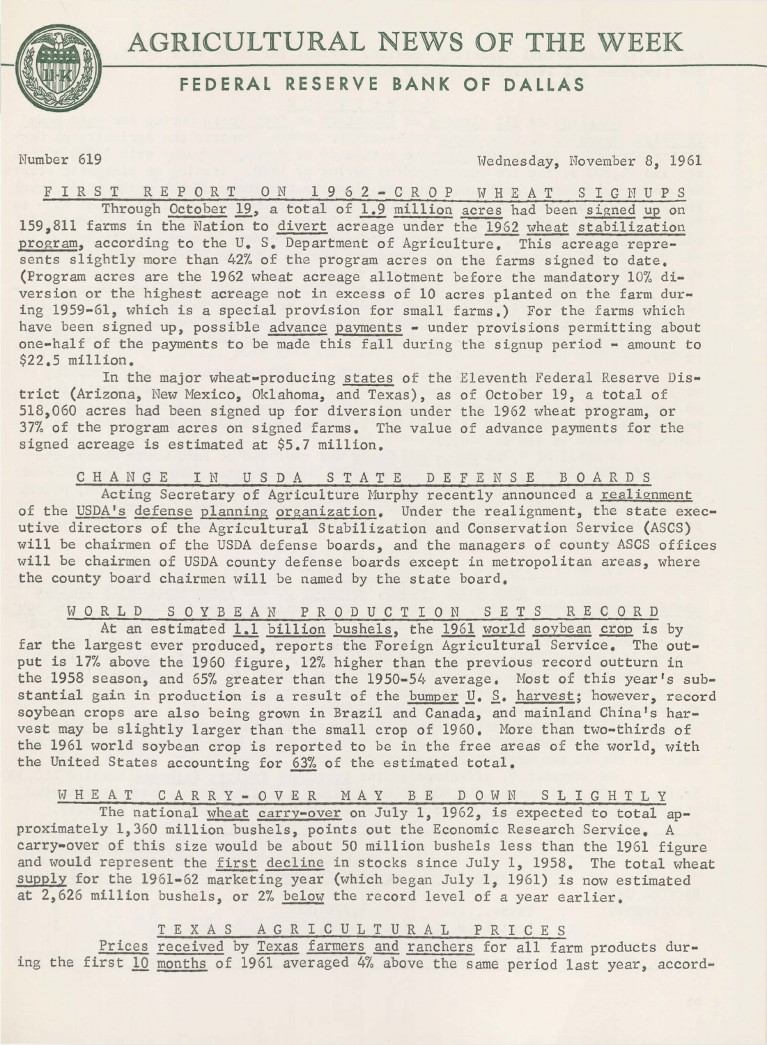# AGRICULTURAL NEWS OF THE WEEK

## FEDERAL RESERVE BANK OF DALLAS

Number 619 Wednesday, November 8, 1961

### FIRST REPORT ON 1962-CROP WHEAT SIGNUPS

Through October 19, a total of 1.9 million acres had been signed up on 159,811 farms in the Nation to divert acreage under the 1962 wheat stabilization program, according to the U. S. Department of Agriculture. This acreage represents slightly more than 42% of the program acres on the farms signed to date. (Program acres are the 1962 wheat acreage allotment before the mandatory 10% diversion or the highest acreage not in excess of 10 acres planted on the farm during 1959-61, which is a special provision for small farms.) For the farms which have been signed up, possible advance payments - under provisions permitting about one-half of the payments to be made this fall during the signup period - amount to $22.5 million.

In the major wheat-producing states of the Eleventh Federal Reserve District (Arizona, New Mexico, Oklahoma, and Texas), as of October 19, a total of 518,060 acres had been signed up for diversion under the 1962 wheat program, or 37% of the program acres on signed farms. The value of advance payments for the signed acreage is estimated at $5.7 million.

### CHANGE IN USDA STATE DEFENSE BOARDS

Acting Secretary of Agriculture Murphy recently announced a realignment of the USDA's defense planning organization. Under the realignment, the state executive directors of the Agricultural Stabilization and Conservation Service (ASCS) will be chairmen of the USDA defense boards, and the managers of county ASCS offices will be chairmen of USDA county defense boards except in metropolitan areas, where the county board chairmen will be named by the state board.

### WORLD SOYBEAN PRODUCTION SETS RECORD

At an estimated 1.1 billion bushels, the 1961 world soybean crop is by far the largest ever produced, reports the Foreign Agricultural Service. The output is 17% above the 1960 figure, 12% higher than the previous record outturn in the 1958 season, and 65% greater than the 1950-54 average. Most of this year's substantial gain in production is a result of the bumper U. S. harvest; however, record soybean crops are also being grown in Brazil and Canada, and mainland China's harvest may be slightly larger than the small crop of 1960. More than two-thirds of the 1961 world soybean crop is reported to be in the free areas of the world, with the United States accounting for 63% of the estimated total.

### WHEAT CARRY-OVER MAY BE DOWN SLIGHTLY

The national wheat carry-over on July 1, 1962, is expected to total approximately 1,360 million bushels, points out the Economic Research Service. A carry-over of this size would be about 50 million bushels less than the 1961 figure and would represent the first decline in stocks since July 1, 1958. The total wheat supply for the 1961-62 marketing year (which began July 1, 1961) is now estimated at 2,626 million bushels, or 2% below the record level of a year earlier.

### TEXAS AGRICULTURAL PRICES

Prices received by Texas farmers and ranchers for all farm products during the first 10 months of 1961 averaged 4% above the same period last year, accord-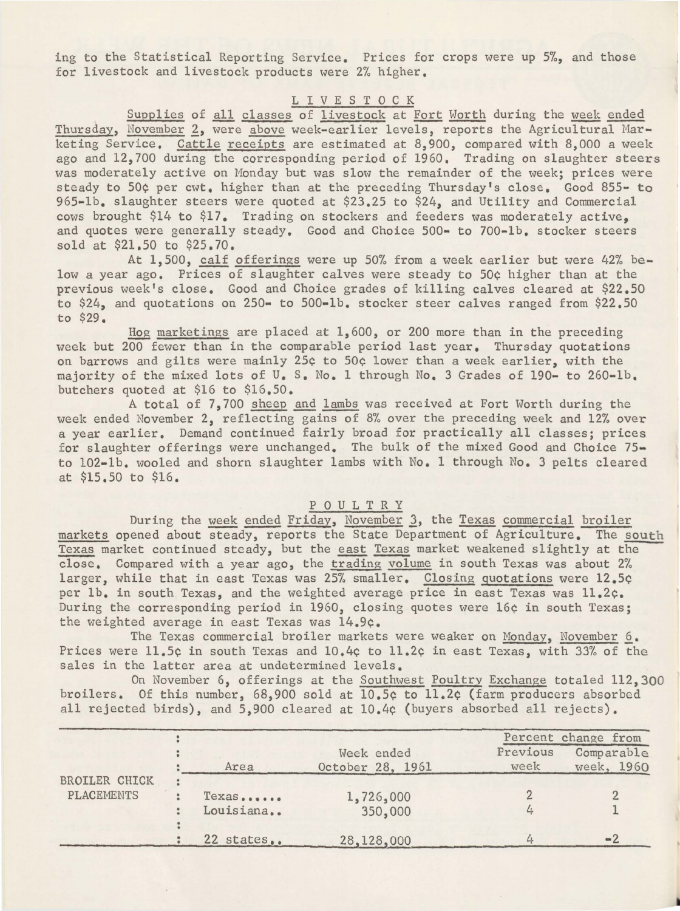ing to the Statistical Reporting Service. Prices for crops were up 5%, and those for livestock and livestock products were 2% higher.

## LIVESTOCK

Supplies of all classes of livestock at Fort Worth during the week ended Thursday, November 2, were above week-earlier levels, reports the Agricultural Marketing Service. Cattle receipts are estimated at 8,900, compared with 8,000 a week ago and 12,700 during the corresponding period of 1960. Trading on slaughter steers was moderately active on Monday but was slow the remainder of the week; prices were steady to 50¢ per cwt. higher than at the preceding Thursday's close. Good 855- to 965-lb. slaughter steers were quoted at $23.25 to $24, and Utility and Commercial cows brought $14 to $17. Trading on stockers and feeders was moderately active, and quotes were generally steady. Good and Choice 500- to 700-lb. stocker steers sold at $21.50 to $25.70.

At 1,500, calf offerings were up 50% from a week earlier but were 42% below a year ago. Prices of slaughter calves were steady to 50¢ higher than at the previous week's close. Good and Choice grades of killing calves cleared at $22.50 to $24, and quotations on 250- to 500-lb. stocker steer calves ranged from $22.50 to $29.

Hog marketings are placed at 1,600, or 200 more than in the preceding week but 200 fewer than in the comparable period last year. Thursday quotations on barrows and gilts were mainly 25¢ to 50¢ lower than a week earlier, with the majority of the mixed lots of U. S. No. 1 through No. 3 Grades of 190- to 260-lb. butchers quoted at $16 to $16.50.

A total of 7,700 sheep and lambs was received at Fort Worth during the week ended November 2, reflecting gains of 8% over the preceding week and 12% over a year earlier. Demand continued fairly broad for practically all classes; prices for slaughter offerings were unchanged. The bulk of the mixed Good and Choice 75- to 102-lb. wooled and shorn slaughter lambs with No. 1 through No. 3 pelts cleared at $15.50 to $16.

## POULTRY

During the week ended Friday, November 3, the Texas commercial broiler markets opened about steady, reports the State Department of Agriculture. The south Texas market continued steady, but the east Texas market weakened slightly at the close. Compared with a year ago, the trading volume in south Texas was about 2% larger, while that in east Texas was 25% smaller. Closing quotations were 12.5¢ per lb. in south Texas, and the weighted average price in east Texas was 11.2¢. During the corresponding period in 1960, closing quotes were 16¢ in south Texas; the weighted average in east Texas was 14.9¢.

The Texas commercial broiler markets were weaker on Monday, November 6. Prices were 11.5¢ in south Texas and 10.4¢ to 11.2¢ in east Texas, with 33% of the sales in the latter area at undetermined levels.

On November 6, offerings at the Southwest Poultry Exchange totaled 112,300 broilers. Of this number, 68,900 sold at 10.5¢ to 11.2¢ (farm producers absorbed all rejected birds), and 5,900 cleared at 10.4¢ (buyers absorbed all rejects).

| | | | Percent change from | |
|---|---|---|---|---|
| | Area | Week ended October 28, 1961 | Previous week | Comparable week, 1960 |
| BROILER CHICK PLACEMENTS | Texas...... | 1,726,000 | 2 | 2 |
| | Louisiana.. | 350,000 | 4 | 1 |
| | 22 states.. | 28,128,000 | 4 | -2 |